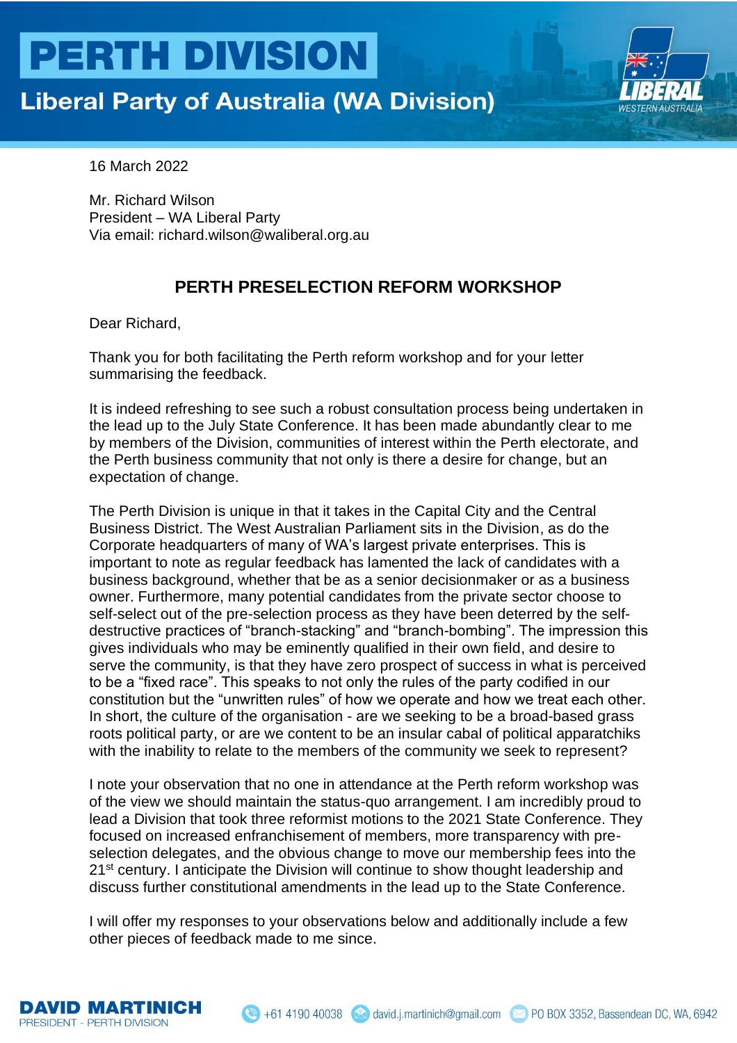# PERTH DIVISION

## Liberal Party of Australia (WA Division)

16 March 2022

Mr. Richard Wilson
President – WA Liberal Party
Via email: richard.wilson@waliberal.org.au

### PERTH PRESELECTION REFORM WORKSHOP

Dear Richard,

Thank you for both facilitating the Perth reform workshop and for your letter summarising the feedback.

It is indeed refreshing to see such a robust consultation process being undertaken in the lead up to the July State Conference. It has been made abundantly clear to me by members of the Division, communities of interest within the Perth electorate, and the Perth business community that not only is there a desire for change, but an expectation of change.

The Perth Division is unique in that it takes in the Capital City and the Central Business District. The West Australian Parliament sits in the Division, as do the Corporate headquarters of many of WA's largest private enterprises. This is important to note as regular feedback has lamented the lack of candidates with a business background, whether that be as a senior decisionmaker or as a business owner. Furthermore, many potential candidates from the private sector choose to self-select out of the pre-selection process as they have been deterred by the self-destructive practices of "branch-stacking" and "branch-bombing". The impression this gives individuals who may be eminently qualified in their own field, and desire to serve the community, is that they have zero prospect of success in what is perceived to be a "fixed race". This speaks to not only the rules of the party codified in our constitution but the "unwritten rules" of how we operate and how we treat each other. In short, the culture of the organisation - are we seeking to be a broad-based grass roots political party, or are we content to be an insular cabal of political apparatchiks with the inability to relate to the members of the community we seek to represent?

I note your observation that no one in attendance at the Perth reform workshop was of the view we should maintain the status-quo arrangement. I am incredibly proud to lead a Division that took three reformist motions to the 2021 State Conference. They focused on increased enfranchisement of members, more transparency with pre-selection delegates, and the obvious change to move our membership fees into the 21st century. I anticipate the Division will continue to show thought leadership and discuss further constitutional amendments in the lead up to the State Conference.

I will offer my responses to your observations below and additionally include a few other pieces of feedback made to me since.

**DAVID MARTINICH**
PRESIDENT - PERTH DIVISION

+61 4190 40038 david.j.martinich@gmail.com PO BOX 3352, Bassendean DC, WA, 6942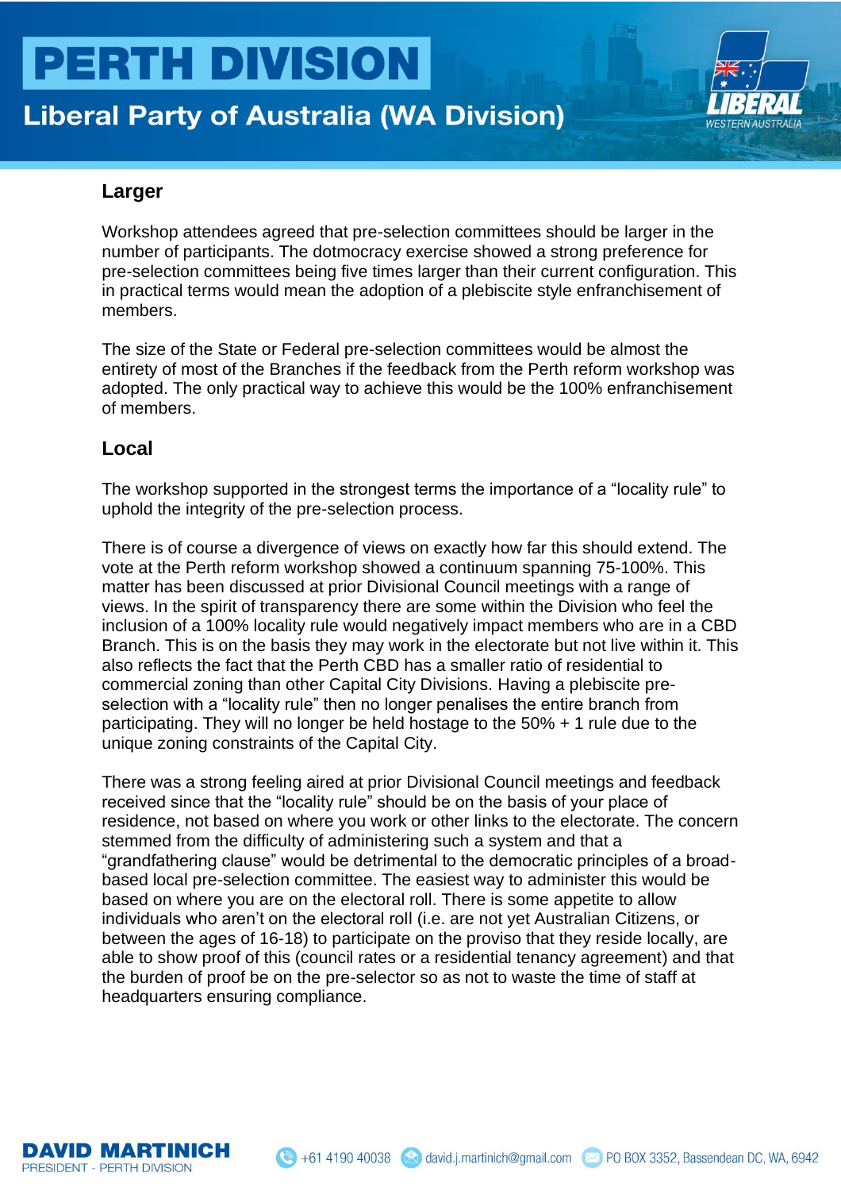## Larger

Workshop attendees agreed that pre-selection committees should be larger in the number of participants. The dotmocracy exercise showed a strong preference for pre-selection committees being five times larger than their current configuration. This in practical terms would mean the adoption of a plebiscite style enfranchisement of members.

The size of the State or Federal pre-selection committees would be almost the entirety of most of the Branches if the feedback from the Perth reform workshop was adopted. The only practical way to achieve this would be the 100% enfranchisement of members.

## Local

The workshop supported in the strongest terms the importance of a "locality rule" to uphold the integrity of the pre-selection process.

There is of course a divergence of views on exactly how far this should extend. The vote at the Perth reform workshop showed a continuum spanning 75-100%. This matter has been discussed at prior Divisional Council meetings with a range of views. In the spirit of transparency there are some within the Division who feel the inclusion of a 100% locality rule would negatively impact members who are in a CBD Branch. This is on the basis they may work in the electorate but not live within it. This also reflects the fact that the Perth CBD has a smaller ratio of residential to commercial zoning than other Capital City Divisions. Having a plebiscite pre-selection with a "locality rule" then no longer penalises the entire branch from participating. They will no longer be held hostage to the 50% + 1 rule due to the unique zoning constraints of the Capital City.

There was a strong feeling aired at prior Divisional Council meetings and feedback received since that the "locality rule" should be on the basis of your place of residence, not based on where you work or other links to the electorate. The concern stemmed from the difficulty of administering such a system and that a "grandfathering clause" would be detrimental to the democratic principles of a broad-based local pre-selection committee. The easiest way to administer this would be based on where you are on the electoral roll. There is some appetite to allow individuals who aren't on the electoral roll (i.e. are not yet Australian Citizens, or between the ages of 16-18) to participate on the proviso that they reside locally, are able to show proof of this (council rates or a residential tenancy agreement) and that the burden of proof be on the pre-selector so as not to waste the time of staff at headquarters ensuring compliance.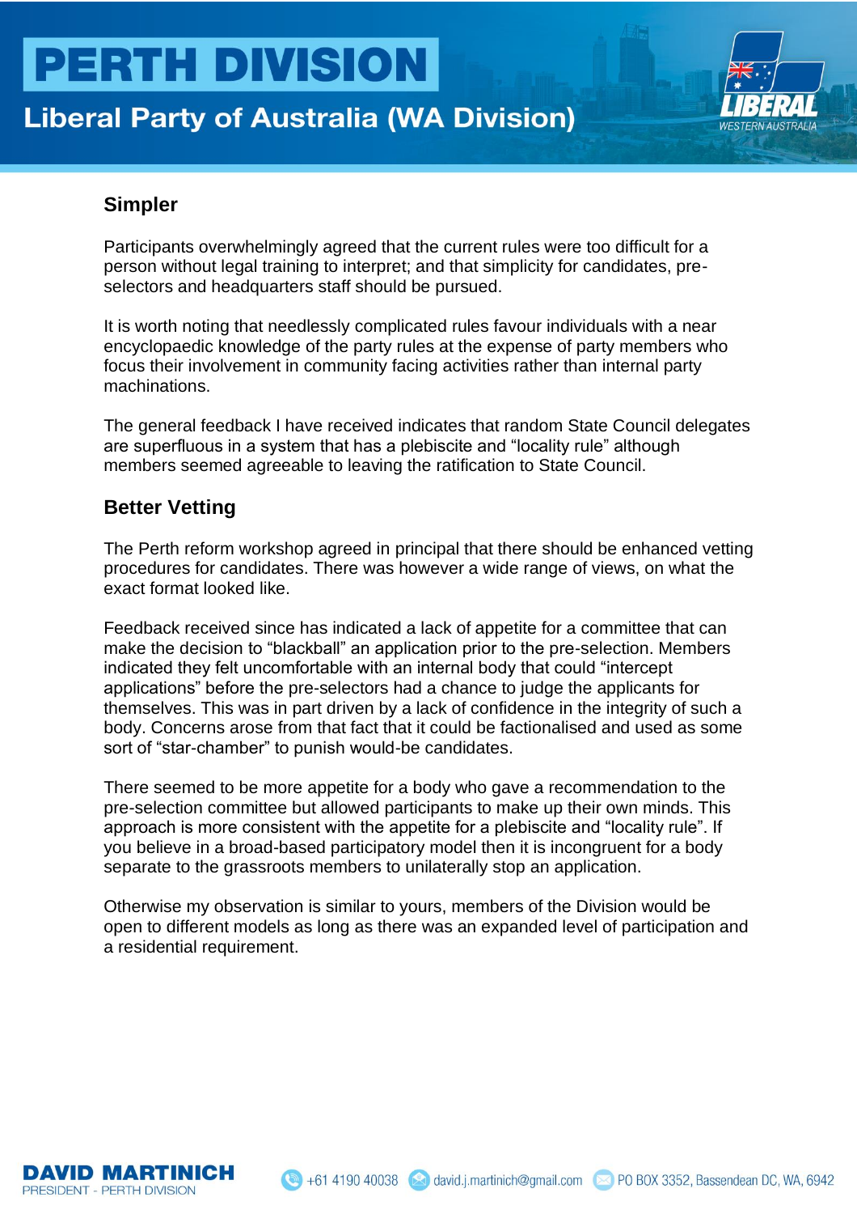## Simpler

Participants overwhelmingly agreed that the current rules were too difficult for a person without legal training to interpret; and that simplicity for candidates, pre-selectors and headquarters staff should be pursued.

It is worth noting that needlessly complicated rules favour individuals with a near encyclopaedic knowledge of the party rules at the expense of party members who focus their involvement in community facing activities rather than internal party machinations.

The general feedback I have received indicates that random State Council delegates are superfluous in a system that has a plebiscite and "locality rule" although members seemed agreeable to leaving the ratification to State Council.

## Better Vetting

The Perth reform workshop agreed in principal that there should be enhanced vetting procedures for candidates. There was however a wide range of views, on what the exact format looked like.

Feedback received since has indicated a lack of appetite for a committee that can make the decision to "blackball" an application prior to the pre-selection. Members indicated they felt uncomfortable with an internal body that could "intercept applications" before the pre-selectors had a chance to judge the applicants for themselves. This was in part driven by a lack of confidence in the integrity of such a body. Concerns arose from that fact that it could be factionalised and used as some sort of "star-chamber" to punish would-be candidates.

There seemed to be more appetite for a body who gave a recommendation to the pre-selection committee but allowed participants to make up their own minds. This approach is more consistent with the appetite for a plebiscite and "locality rule". If you believe in a broad-based participatory model then it is incongruent for a body separate to the grassroots members to unilaterally stop an application.

Otherwise my observation is similar to yours, members of the Division would be open to different models as long as there was an expanded level of participation and a residential requirement.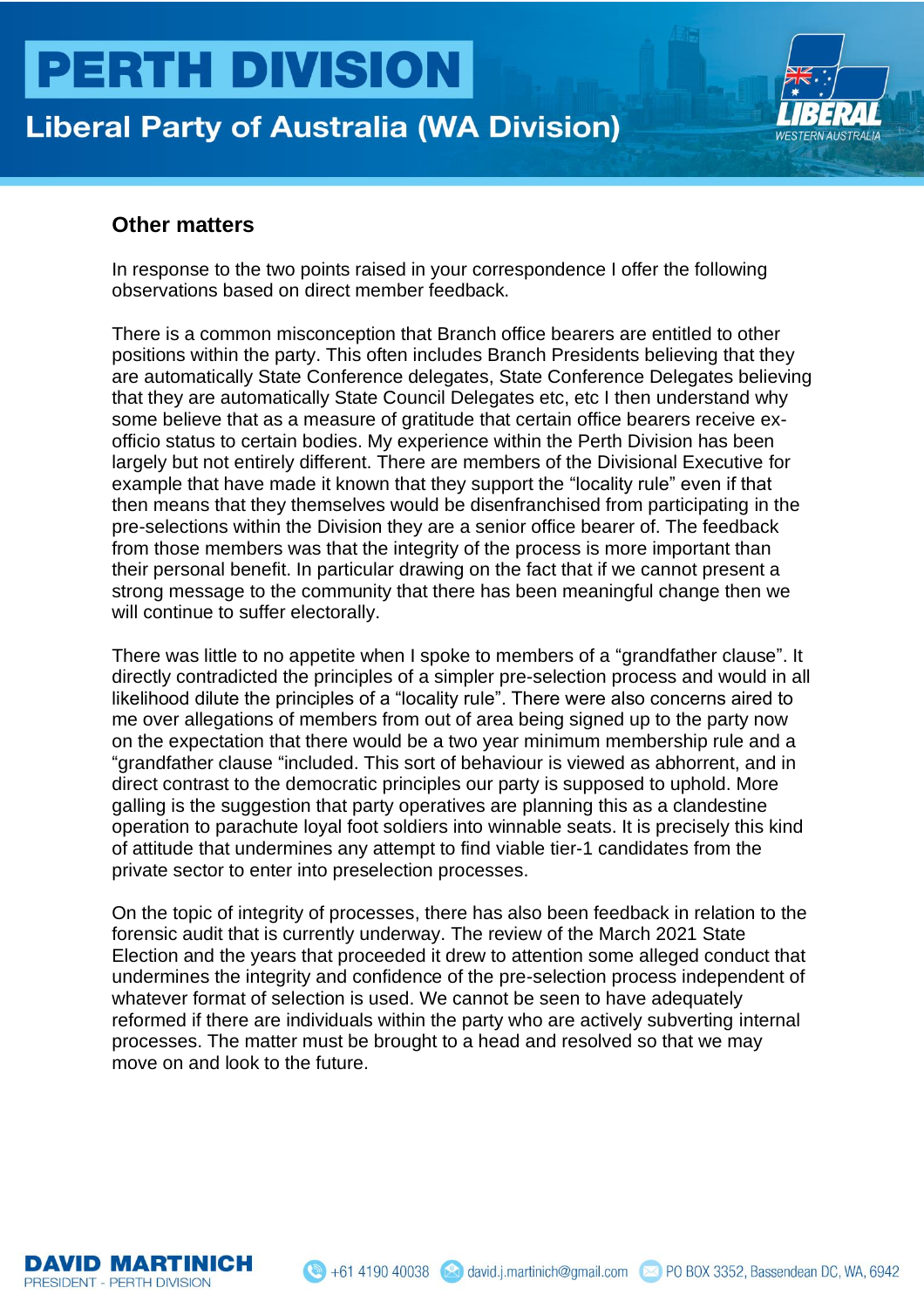### Other matters

In response to the two points raised in your correspondence I offer the following observations based on direct member feedback.

There is a common misconception that Branch office bearers are entitled to other positions within the party. This often includes Branch Presidents believing that they are automatically State Conference delegates, State Conference Delegates believing that they are automatically State Council Delegates etc, etc I then understand why some believe that as a measure of gratitude that certain office bearers receive ex-officio status to certain bodies. My experience within the Perth Division has been largely but not entirely different. There are members of the Divisional Executive for example that have made it known that they support the "locality rule" even if that then means that they themselves would be disenfranchised from participating in the pre-selections within the Division they are a senior office bearer of. The feedback from those members was that the integrity of the process is more important than their personal benefit. In particular drawing on the fact that if we cannot present a strong message to the community that there has been meaningful change then we will continue to suffer electorally.

There was little to no appetite when I spoke to members of a "grandfather clause". It directly contradicted the principles of a simpler pre-selection process and would in all likelihood dilute the principles of a "locality rule". There were also concerns aired to me over allegations of members from out of area being signed up to the party now on the expectation that there would be a two year minimum membership rule and a "grandfather clause "included. This sort of behaviour is viewed as abhorrent, and in direct contrast to the democratic principles our party is supposed to uphold. More galling is the suggestion that party operatives are planning this as a clandestine operation to parachute loyal foot soldiers into winnable seats. It is precisely this kind of attitude that undermines any attempt to find viable tier-1 candidates from the private sector to enter into preselection processes.

On the topic of integrity of processes, there has also been feedback in relation to the forensic audit that is currently underway. The review of the March 2021 State Election and the years that proceeded it drew to attention some alleged conduct that undermines the integrity and confidence of the pre-selection process independent of whatever format of selection is used. We cannot be seen to have adequately reformed if there are individuals within the party who are actively subverting internal processes. The matter must be brought to a head and resolved so that we may move on and look to the future.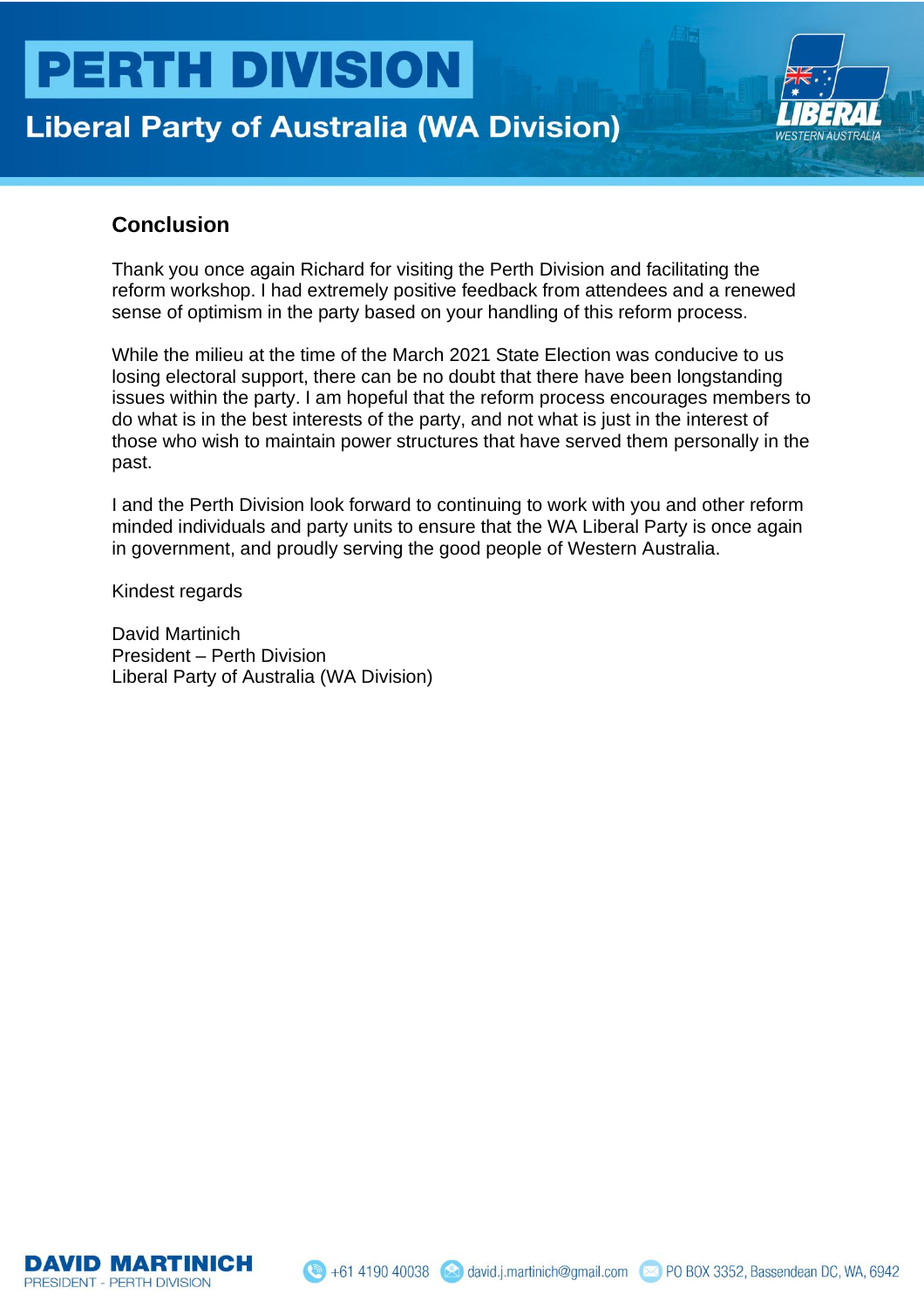## Conclusion

Thank you once again Richard for visiting the Perth Division and facilitating the reform workshop. I had extremely positive feedback from attendees and a renewed sense of optimism in the party based on your handling of this reform process.

While the milieu at the time of the March 2021 State Election was conducive to us losing electoral support, there can be no doubt that there have been longstanding issues within the party. I am hopeful that the reform process encourages members to do what is in the best interests of the party, and not what is just in the interest of those who wish to maintain power structures that have served them personally in the past.

I and the Perth Division look forward to continuing to work with you and other reform minded individuals and party units to ensure that the WA Liberal Party is once again in government, and proudly serving the good people of Western Australia.

Kindest regards

David Martinich
President – Perth Division
Liberal Party of Australia (WA Division)